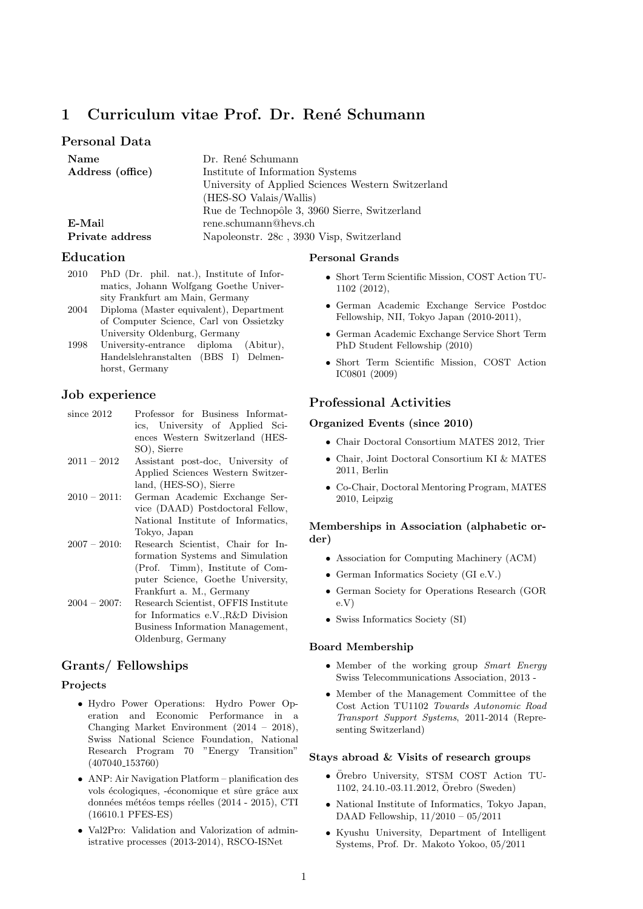# 1 Curriculum vitae Prof. Dr. René Schumann

## Personal Data

| | |
|---|---|
| **Name** | Dr. René Schumann |
| **Address (office)** | Institute of Information Systems<br>University of Applied Sciences Western Switzerland<br>(HES-SO Valais/Wallis)<br>Rue de Technopôle 3, 3960 Sierre, Switzerland |
| **E-Mail** | rene.schumann@hevs.ch |
| **Private address** | Napoleonstr. 28c , 3930 Visp, Switzerland |

## Education

| | |
|---|---|
| 2010 | PhD (Dr. phil. nat.), Institute of Informatics, Johann Wolfgang Goethe University Frankfurt am Main, Germany |
| 2004 | Diploma (Master equivalent), Department of Computer Science, Carl von Ossietzky University Oldenburg, Germany |
| 1998 | University-entrance diploma (Abitur), Handelslehranstalten (BBS I) Delmenhorst, Germany |

## Job experience

| | |
|---|---|
| since 2012 | Professor for Business Informatics, University of Applied Sciences Western Switzerland (HES-SO), Sierre |
| 2011 – 2012 | Assistant post-doc, University of Applied Sciences Western Switzerland, (HES-SO), Sierre |
| 2010 – 2011: | German Academic Exchange Service (DAAD) Postdoctoral Fellow, National Institute of Informatics, Tokyo, Japan |
| 2007 – 2010: | Research Scientist, Chair for Information Systems and Simulation (Prof. Timm), Institute of Computer Science, Goethe University, Frankfurt a. M., Germany |
| 2004 – 2007: | Research Scientist, OFFIS Institute for Informatics e.V.,R&D Division Business Information Management, Oldenburg, Germany |

## Grants/ Fellowships

### Projects

- Hydro Power Operations: Hydro Power Operation and Economic Performance in a Changing Market Environment (2014 – 2018), Swiss National Science Foundation, National Research Program 70 "Energy Transition" (407040_153760)
- ANP: Air Navigation Platform – planification des vols écologiques, -économique et sûre grâce aux données météos temps réelles (2014 - 2015), CTI (16610.1 PFES-ES)
- Val2Pro: Validation and Valorization of administrative processes (2013-2014), RSCO-ISNet

### Personal Grands

- Short Term Scientific Mission, COST Action TU-1102 (2012),
- German Academic Exchange Service Postdoc Fellowship, NII, Tokyo Japan (2010-2011),
- German Academic Exchange Service Short Term PhD Student Fellowship (2010)
- Short Term Scientific Mission, COST Action IC0801 (2009)

## Professional Activities

### Organized Events (since 2010)

- Chair Doctoral Consortium MATES 2012, Trier
- Chair, Joint Doctoral Consortium KI & MATES 2011, Berlin
- Co-Chair, Doctoral Mentoring Program, MATES 2010, Leipzig

### Memberships in Association (alphabetic order)

- Association for Computing Machinery (ACM)
- German Informatics Society (GI e.V.)
- German Society for Operations Research (GOR e.V)
- Swiss Informatics Society (SI)

### Board Membership

- Member of the working group *Smart Energy* Swiss Telecommunications Association, 2013 -
- Member of the Management Committee of the Cost Action TU1102 *Towards Autonomic Road Transport Support Systems*, 2011-2014 (Representing Switzerland)

### Stays abroad & Visits of research groups

- Örebro University, STSM COST Action TU-1102, 24.10.-03.11.2012, Örebro (Sweden)
- National Institute of Informatics, Tokyo Japan, DAAD Fellowship, 11/2010 – 05/2011
- Kyushu University, Department of Intelligent Systems, Prof. Dr. Makoto Yokoo, 05/2011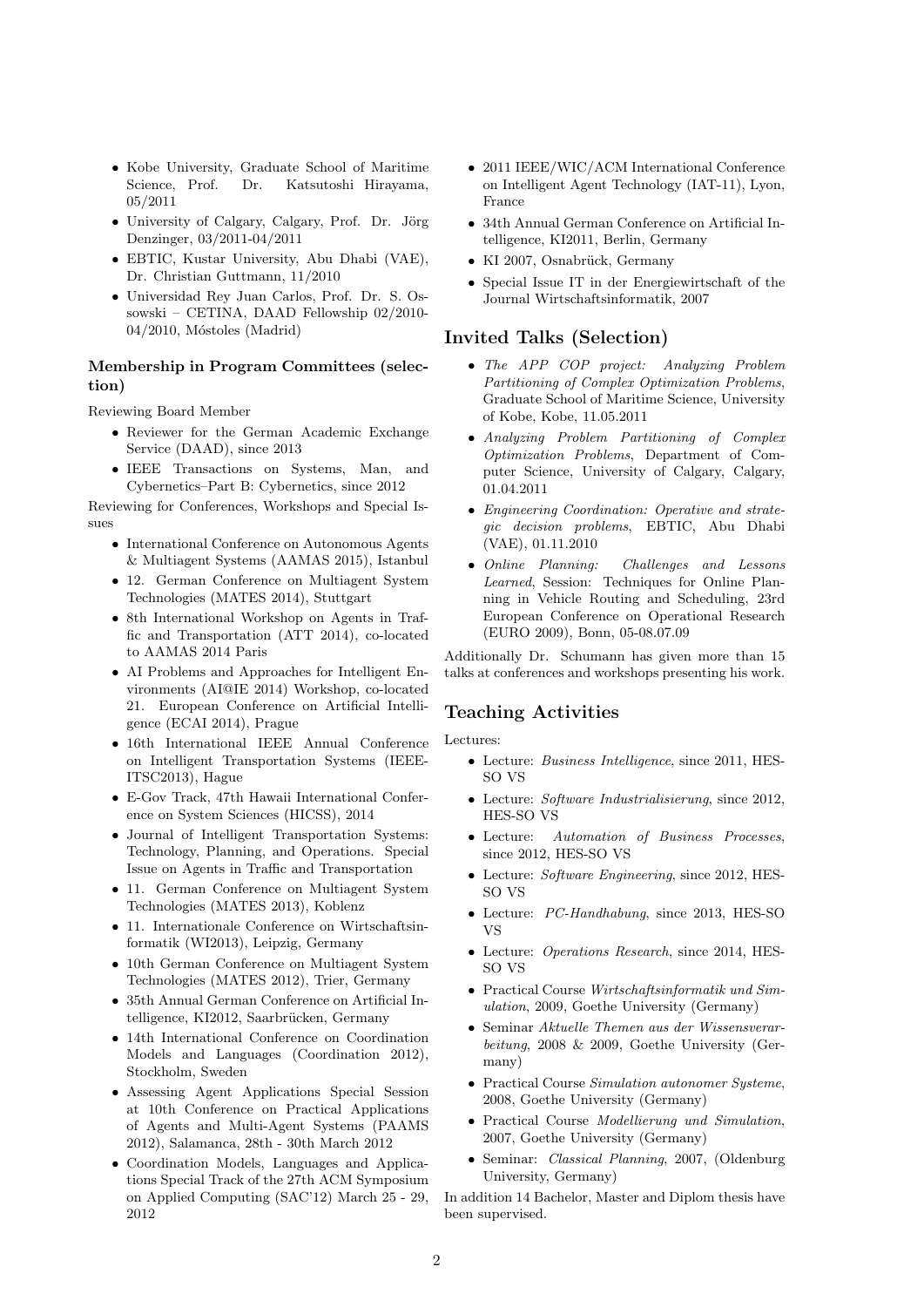- Kobe University, Graduate School of Maritime Science, Prof. Dr. Katsutoshi Hirayama, 05/2011
- University of Calgary, Calgary, Prof. Dr. Jörg Denzinger, 03/2011-04/2011
- EBTIC, Kustar University, Abu Dhabi (VAE), Dr. Christian Guttmann, 11/2010
- Universidad Rey Juan Carlos, Prof. Dr. S. Ossowski – CETINA, DAAD Fellowship 02/2010-04/2010, Móstoles (Madrid)

### Membership in Program Committees (selection)

Reviewing Board Member

- Reviewer for the German Academic Exchange Service (DAAD), since 2013
- IEEE Transactions on Systems, Man, and Cybernetics–Part B: Cybernetics, since 2012

Reviewing for Conferences, Workshops and Special Issues

- International Conference on Autonomous Agents & Multiagent Systems (AAMAS 2015), Istanbul
- 12. German Conference on Multiagent System Technologies (MATES 2014), Stuttgart
- 8th International Workshop on Agents in Traffic and Transportation (ATT 2014), co-located to AAMAS 2014 Paris
- AI Problems and Approaches for Intelligent Environments (AI@IE 2014) Workshop, co-located 21. European Conference on Artificial Intelligence (ECAI 2014), Prague
- 16th International IEEE Annual Conference on Intelligent Transportation Systems (IEEE-ITSC2013), Hague
- E-Gov Track, 47th Hawaii International Conference on System Sciences (HICSS), 2014
- Journal of Intelligent Transportation Systems: Technology, Planning, and Operations. Special Issue on Agents in Traffic and Transportation
- 11. German Conference on Multiagent System Technologies (MATES 2013), Koblenz
- 11. Internationale Conference on Wirtschaftsinformatik (WI2013), Leipzig, Germany
- 10th German Conference on Multiagent System Technologies (MATES 2012), Trier, Germany
- 35th Annual German Conference on Artificial Intelligence, KI2012, Saarbrücken, Germany
- 14th International Conference on Coordination Models and Languages (Coordination 2012), Stockholm, Sweden
- Assessing Agent Applications Special Session at 10th Conference on Practical Applications of Agents and Multi-Agent Systems (PAAMS 2012), Salamanca, 28th - 30th March 2012
- Coordination Models, Languages and Applications Special Track of the 27th ACM Symposium on Applied Computing (SAC'12) March 25 - 29, 2012
- 2011 IEEE/WIC/ACM International Conference on Intelligent Agent Technology (IAT-11), Lyon, France
- 34th Annual German Conference on Artificial Intelligence, KI2011, Berlin, Germany
- KI 2007, Osnabrück, Germany
- Special Issue IT in der Energiewirtschaft of the Journal Wirtschaftsinformatik, 2007

## Invited Talks (Selection)

- *The APP COP project: Analyzing Problem Partitioning of Complex Optimization Problems*, Graduate School of Maritime Science, University of Kobe, Kobe, 11.05.2011
- *Analyzing Problem Partitioning of Complex Optimization Problems*, Department of Computer Science, University of Calgary, Calgary, 01.04.2011
- *Engineering Coordination: Operative and strategic decision problems*, EBTIC, Abu Dhabi (VAE), 01.11.2010
- *Online Planning: Challenges and Lessons Learned*, Session: Techniques for Online Planning in Vehicle Routing and Scheduling, 23rd European Conference on Operational Research (EURO 2009), Bonn, 05-08.07.09

Additionally Dr. Schumann has given more than 15 talks at conferences and workshops presenting his work.

## Teaching Activities

Lectures:

- Lecture: *Business Intelligence*, since 2011, HES-SO VS
- Lecture: *Software Industrialisierung*, since 2012, HES-SO VS
- Lecture: *Automation of Business Processes*, since 2012, HES-SO VS
- Lecture: *Software Engineering*, since 2012, HES-SO VS
- Lecture: *PC-Handhabung*, since 2013, HES-SO VS
- Lecture: *Operations Research*, since 2014, HES-SO VS
- Practical Course *Wirtschaftsinformatik und Simulation*, 2009, Goethe University (Germany)
- Seminar *Aktuelle Themen aus der Wissensverarbeitung*, 2008 & 2009, Goethe University (Germany)
- Practical Course *Simulation autonomer Systeme*, 2008, Goethe University (Germany)
- Practical Course *Modellierung und Simulation*, 2007, Goethe University (Germany)
- Seminar: *Classical Planning*, 2007, (Oldenburg University, Germany)

In addition 14 Bachelor, Master and Diplom thesis have been supervised.